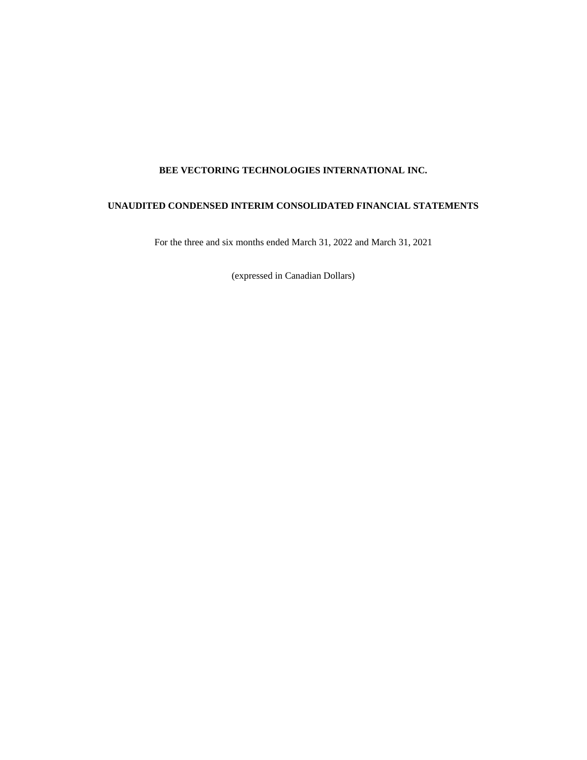**BEE VECTORING TECHNOLOGIES INTERNATIONAL INC.**

**UNAUDITED CONDENSED INTERIM CONSOLIDATED FINANCIAL STATEMENTS**

For the three and six months ended March 31, 2022 and March 31, 2021

(expressed in Canadian Dollars)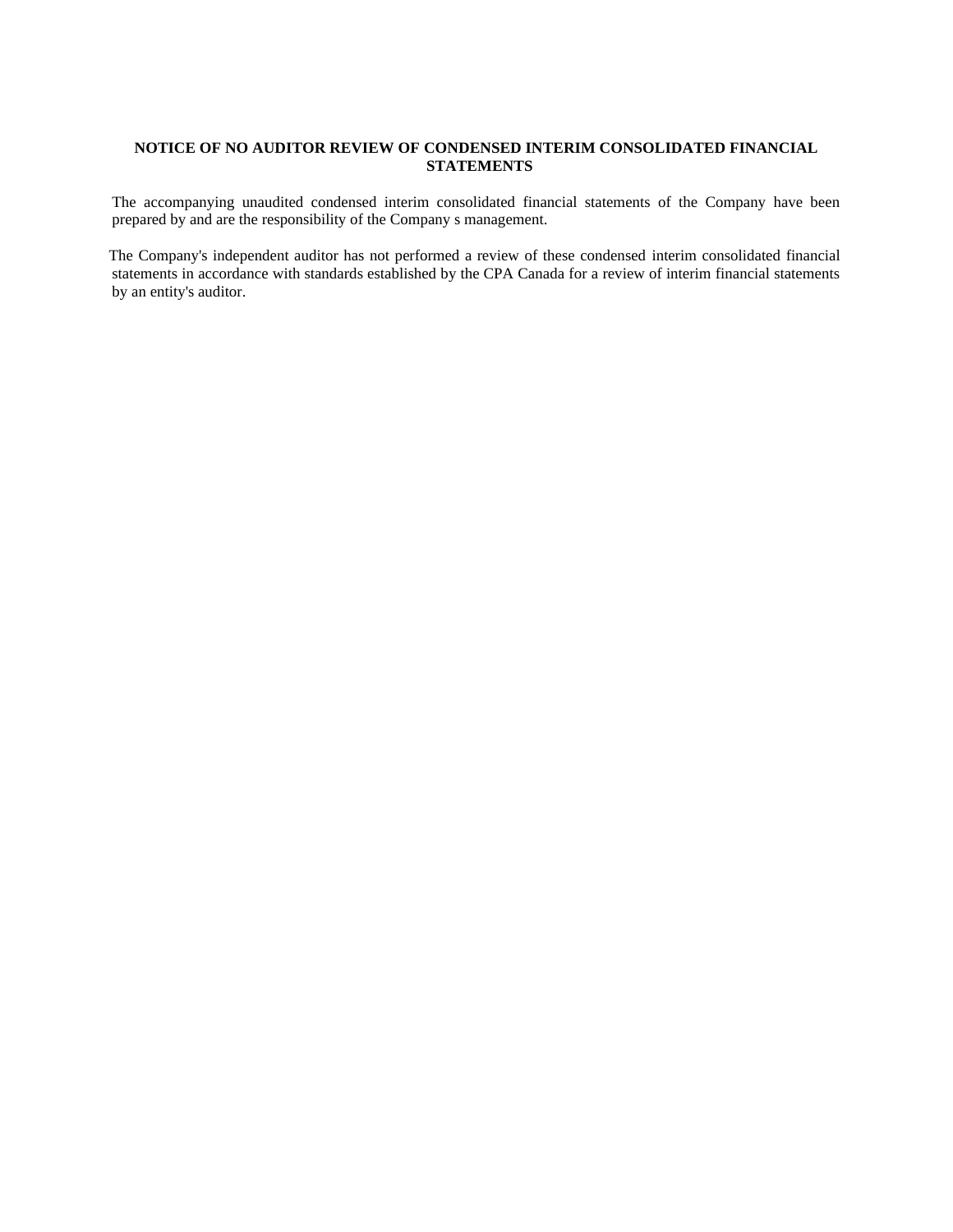**NOTICE OF NO AUDITOR REVIEW OF CONDENSED INTERIM CONSOLIDATED FINANCIAL STATEMENTS**

The accompanying unaudited condensed interim consolidated financial statements of the Company have been prepared by and are the responsibility of the Company s management.

The Company's independent auditor has not performed a review of these condensed interim consolidated financial statements in accordance with standards established by the CPA Canada for a review of interim financial statements by an entity's auditor.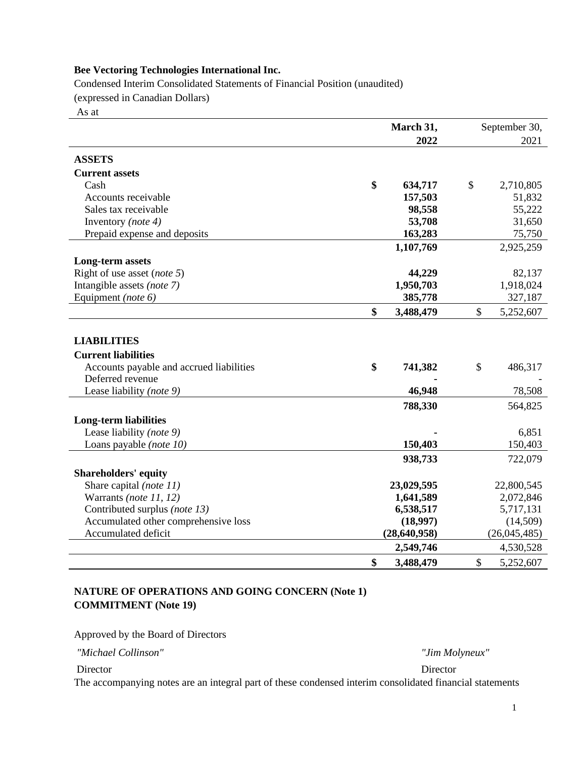**Bee Vectoring Technologies International Inc.**

Condensed Interim Consolidated Statements of Financial Position (unaudited)

(expressed in Canadian Dollars)

As at

| | March 31, 2022 | September 30, 2021 |
|---|---|---|
| **ASSETS** | | |
| **Current assets** | | |
| Cash | **$ 634,717** | $ 2,710,805 |
| Accounts receivable | **157,503** | 51,832 |
| Sales tax receivable | **98,558** | 55,222 |
| Inventory *(note 4)* | **53,708** | 31,650 |
| Prepaid expense and deposits | **163,283** | 75,750 |
| | **1,107,769** | 2,925,259 |
| **Long-term assets** | | |
| Right of use asset (*note 5*) | **44,229** | 82,137 |
| Intangible assets *(note 7)* | **1,950,703** | 1,918,024 |
| Equipment *(note 6)* | **385,778** | 327,187 |
| | **$ 3,488,479** | $ 5,252,607 |
| **LIABILITIES** | | |
| **Current liabilities** | | |
| Accounts payable and accrued liabilities | **$ 741,382** | $ 486,317 |
| Deferred revenue | **-** | - |
| Lease liability *(note 9)* | **46,948** | 78,508 |
| | **788,330** | 564,825 |
| **Long-term liabilities** | | |
| Lease liability *(note 9)* | **-** | 6,851 |
| Loans payable *(note 10)* | **150,403** | 150,403 |
| | **938,733** | 722,079 |
| **Shareholders' equity** | | |
| Share capital *(note 11)* | **23,029,595** | 22,800,545 |
| Warrants *(note 11, 12)* | **1,641,589** | 2,072,846 |
| Contributed surplus *(note 13)* | **6,538,517** | 5,717,131 |
| Accumulated other comprehensive loss | **(18,997)** | (14,509) |
| Accumulated deficit | **(28,640,958)** | (26,045,485) |
| | **2,549,746** | 4,530,528 |
| | **$ 3,488,479** | $ 5,252,607 |

**NATURE OF OPERATIONS AND GOING CONCERN (Note 1)**
**COMMITMENT (Note 19)**

Approved by the Board of Directors

*"Michael Collinson"* — Director

*"Jim Molyneux"* — Director

The accompanying notes are an integral part of these condensed interim consolidated financial statements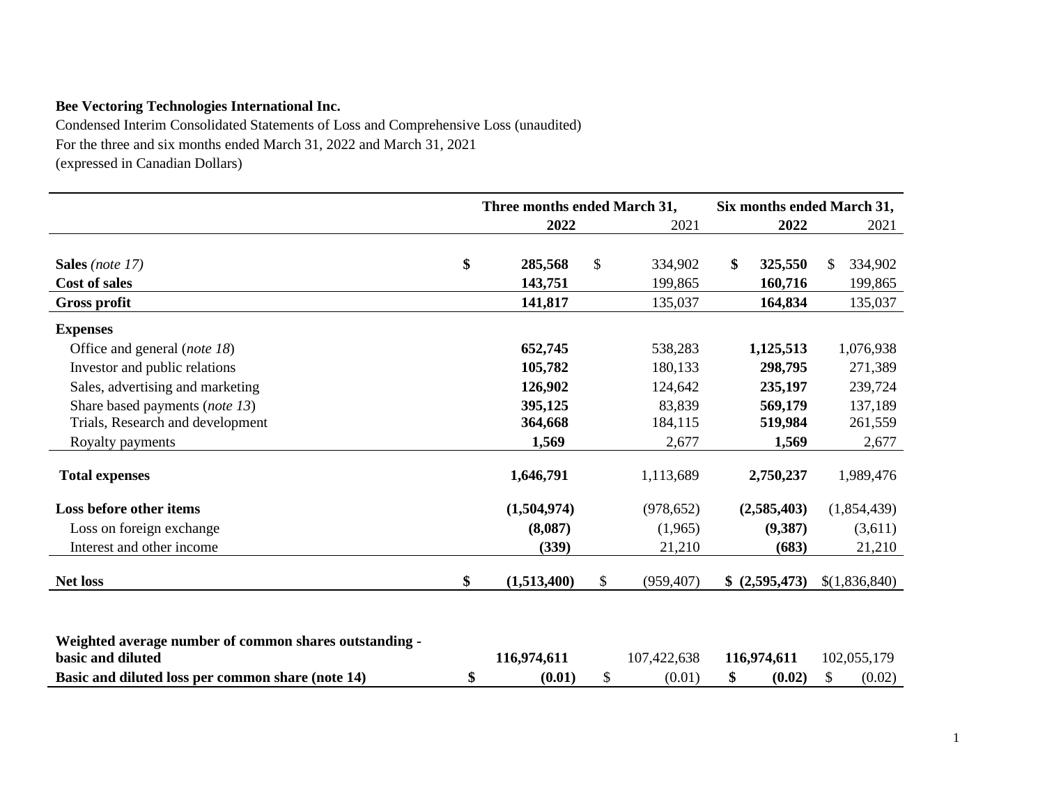**Bee Vectoring Technologies International Inc.**

Condensed Interim Consolidated Statements of Loss and Comprehensive Loss (unaudited)
For the three and six months ended March 31, 2022 and March 31, 2021
(expressed in Canadian Dollars)

| | Three months ended March 31, | | Six months ended March 31, | |
|---|---|---|---|---|
| | **2022** | 2021 | **2022** | 2021 |
| **Sales** *(note 17)* | **$ 285,568** | $ 334,902 | **$ 325,550** | $ 334,902 |
| **Cost of sales** | **143,751** | 199,865 | **160,716** | 199,865 |
| **Gross profit** | **141,817** | 135,037 | **164,834** | 135,037 |
| **Expenses** | | | | |
| Office and general (*note 18*) | **652,745** | 538,283 | **1,125,513** | 1,076,938 |
| Investor and public relations | **105,782** | 180,133 | **298,795** | 271,389 |
| Sales, advertising and marketing | **126,902** | 124,642 | **235,197** | 239,724 |
| Share based payments (*note 13*) | **395,125** | 83,839 | **569,179** | 137,189 |
| Trials, Research and development | **364,668** | 184,115 | **519,984** | 261,559 |
| Royalty payments | **1,569** | 2,677 | **1,569** | 2,677 |
| **Total expenses** | **1,646,791** | 1,113,689 | **2,750,237** | 1,989,476 |
| **Loss before other items** | **(1,504,974)** | (978,652) | **(2,585,403)** | (1,854,439) |
| Loss on foreign exchange | **(8,087)** | (1,965) | **(9,387)** | (3,611) |
| Interest and other income | **(339)** | 21,210 | **(683)** | 21,210 |
| **Net loss** | **$ (1,513,400)** | $ (959,407) | **$ (2,595,473)** | $(1,836,840) |
| **Weighted average number of common shares outstanding - basic and diluted** | **116,974,611** | 107,422,638 | **116,974,611** | 102,055,179 |
| **Basic and diluted loss per common share (note 14)** | **$ (0.01)** | $ (0.01) | **$ (0.02)** | $ (0.02) |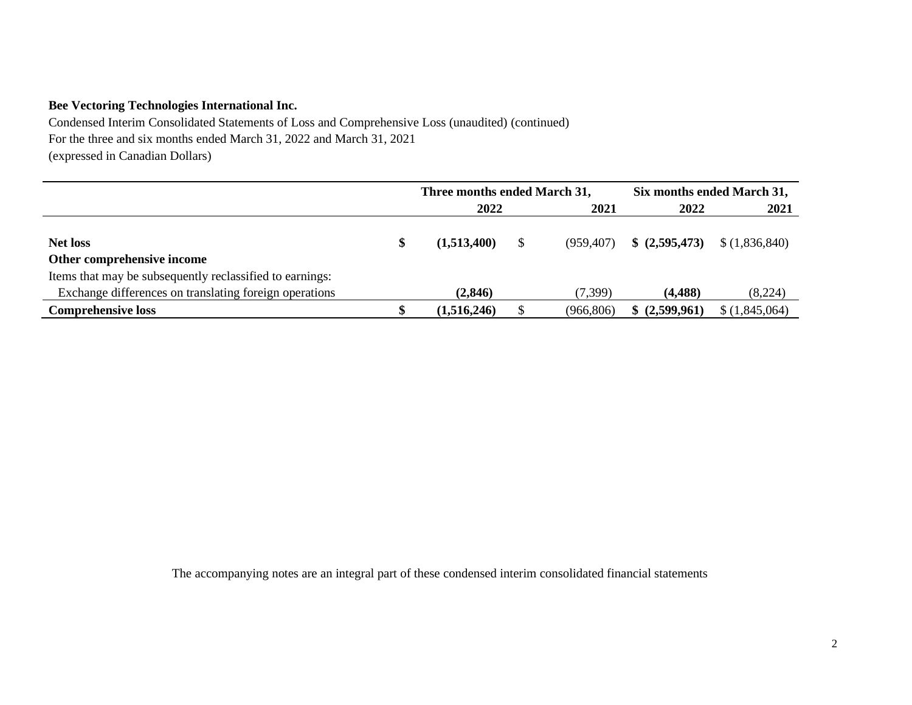**Bee Vectoring Technologies International Inc.**

Condensed Interim Consolidated Statements of Loss and Comprehensive Loss (unaudited) (continued)

For the three and six months ended March 31, 2022 and March 31, 2021

(expressed in Canadian Dollars)

| | Three months ended March 31, | | Six months ended March 31, | |
|---|---|---|---|---|
| | **2022** | 2021 | **2022** | 2021 |
| **Net loss** | **$ (1,513,400)** | $ (959,407) | **$ (2,595,473)** | $ (1,836,840) |
| **Other comprehensive income** | | | | |
| Items that may be subsequently reclassified to earnings: | | | | |
| Exchange differences on translating foreign operations | **(2,846)** | (7,399) | **(4,488)** | (8,224) |
| **Comprehensive loss** | **$ (1,516,246)** | $ (966,806) | **$ (2,599,961)** | $ (1,845,064) |

The accompanying notes are an integral part of these condensed interim consolidated financial statements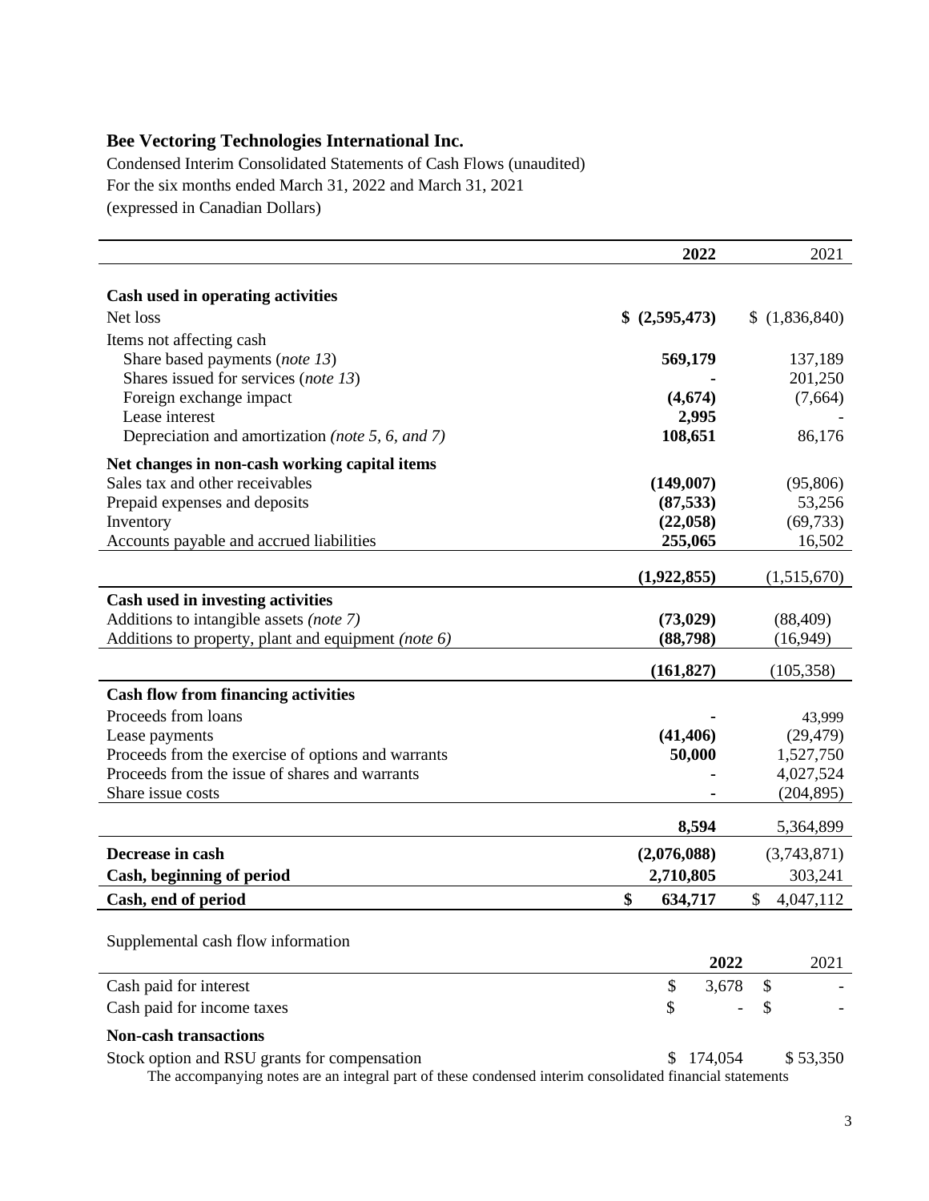**Bee Vectoring Technologies International Inc.**

Condensed Interim Consolidated Statements of Cash Flows (unaudited)
For the six months ended March 31, 2022 and March 31, 2021
(expressed in Canadian Dollars)

| | **2022** | 2021 |
|---|---|---|
| **Cash used in operating activities** | | |
| Net loss | **$ (2,595,473)** | $ (1,836,840) |
| Items not affecting cash | | |
| Share based payments (*note 13*) | **569,179** | 137,189 |
| Shares issued for services (*note 13*) | **-** | 201,250 |
| Foreign exchange impact | **(4,674)** | (7,664) |
| Lease interest | **2,995** | - |
| Depreciation and amortization *(note 5, 6, and 7)* | **108,651** | 86,176 |
| **Net changes in non-cash working capital items** | | |
| Sales tax and other receivables | **(149,007)** | (95,806) |
| Prepaid expenses and deposits | **(87,533)** | 53,256 |
| Inventory | **(22,058)** | (69,733) |
| Accounts payable and accrued liabilities | **255,065** | 16,502 |
| | **(1,922,855)** | (1,515,670) |
| **Cash used in investing activities** | | |
| Additions to intangible assets *(note 7)* | **(73,029)** | (88,409) |
| Additions to property, plant and equipment *(note 6)* | **(88,798)** | (16,949) |
| | **(161,827)** | (105,358) |
| **Cash flow from financing activities** | | |
| Proceeds from loans | **-** | 43,999 |
| Lease payments | **(41,406)** | (29,479) |
| Proceeds from the exercise of options and warrants | **50,000** | 1,527,750 |
| Proceeds from the issue of shares and warrants | **-** | 4,027,524 |
| Share issue costs | **-** | (204,895) |
| | **8,594** | 5,364,899 |
| **Decrease in cash** | **(2,076,088)** | (3,743,871) |
| **Cash, beginning of period** | **2,710,805** | 303,241 |
| **Cash, end of period** | **$ 634,717** | $ 4,047,112 |

Supplemental cash flow information

| | **2022** | 2021 |
|---|---|---|
| Cash paid for interest | $ 3,678 | $ - |
| Cash paid for income taxes | $ - | $ - |
| **Non-cash transactions** | | |
| Stock option and RSU grants for compensation | $ 174,054 | $ 53,350 |

The accompanying notes are an integral part of these condensed interim consolidated financial statements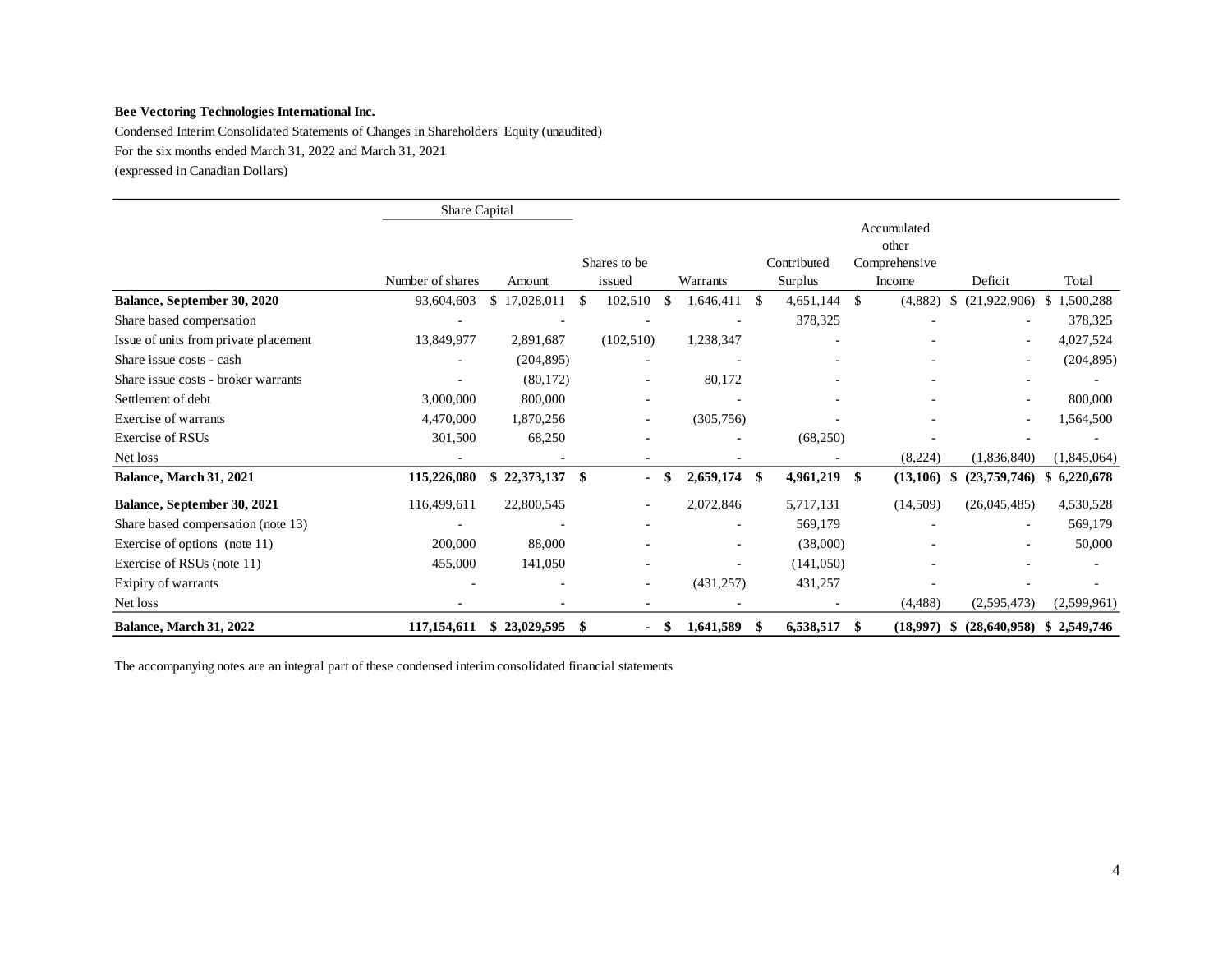**Bee Vectoring Technologies International Inc.**

Condensed Interim Consolidated Statements of Changes in Shareholders' Equity (unaudited)

For the six months ended March 31, 2022 and March 31, 2021

(expressed in Canadian Dollars)

| | Share Capital | | | | | | | |
|---|---|---|---|---|---|---|---|---|
| | Number of shares | Amount | Shares to be issued | Warrants | Contributed Surplus | Accumulated other Comprehensive Income | Deficit | Total |
| **Balance, September 30, 2020** | 93,604,603 | $ 17,028,011 | $ 102,510 | $ 1,646,411 | $ 4,651,144 | $ (4,882) | $ (21,922,906) | $ 1,500,288 |
| Share based compensation | - | - | - | - | 378,325 | - | - | 378,325 |
| Issue of units from private placement | 13,849,977 | 2,891,687 | (102,510) | 1,238,347 | - | - | - | 4,027,524 |
| Share issue costs - cash | - | (204,895) | - | - | - | - | - | (204,895) |
| Share issue costs - broker warrants | - | (80,172) | - | 80,172 | - | - | - | - |
| Settlement of debt | 3,000,000 | 800,000 | - | - | - | - | - | 800,000 |
| Exercise of warrants | 4,470,000 | 1,870,256 | - | (305,756) | - | - | - | 1,564,500 |
| Exercise of RSUs | 301,500 | 68,250 | - | - | (68,250) | - | - | - |
| Net loss | - | - | - | - | - | (8,224) | (1,836,840) | (1,845,064) |
| **Balance, March 31, 2021** | **115,226,080** | **$ 22,373,137** | **$ -** | **$ 2,659,174** | **$ 4,961,219** | **$ (13,106)** | **$ (23,759,746)** | **$ 6,220,678** |
| **Balance, September 30, 2021** | 116,499,611 | 22,800,545 | - | 2,072,846 | 5,717,131 | (14,509) | (26,045,485) | 4,530,528 |
| Share based compensation (note 13) | - | - | - | - | 569,179 | - | - | 569,179 |
| Exercise of options (note 11) | 200,000 | 88,000 | - | - | (38,000) | - | - | 50,000 |
| Exercise of RSUs (note 11) | 455,000 | 141,050 | - | - | (141,050) | - | - | - |
| Exipiry of warrants | - | - | - | (431,257) | 431,257 | - | - | - |
| Net loss | - | - | - | - | - | (4,488) | (2,595,473) | (2,599,961) |
| **Balance, March 31, 2022** | **117,154,611** | **$ 23,029,595** | **$ -** | **$ 1,641,589** | **$ 6,538,517** | **$ (18,997)** | **$ (28,640,958)** | **$ 2,549,746** |

The accompanying notes are an integral part of these condensed interim consolidated financial statements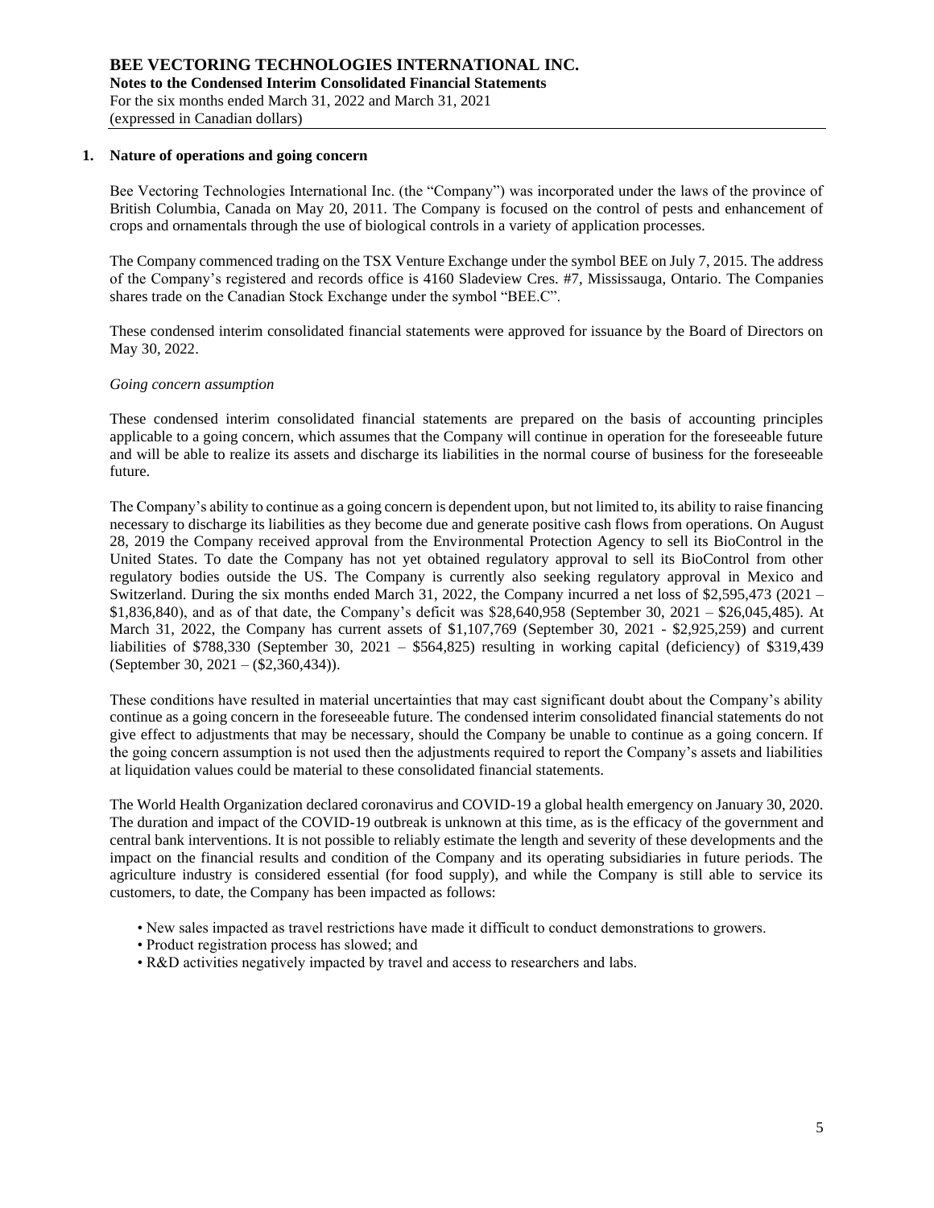## 1. Nature of operations and going concern

Bee Vectoring Technologies International Inc. (the "Company") was incorporated under the laws of the province of British Columbia, Canada on May 20, 2011. The Company is focused on the control of pests and enhancement of crops and ornamentals through the use of biological controls in a variety of application processes.

The Company commenced trading on the TSX Venture Exchange under the symbol BEE on July 7, 2015. The address of the Company's registered and records office is 4160 Sladeview Cres. #7, Mississauga, Ontario. The Companies shares trade on the Canadian Stock Exchange under the symbol "BEE.C".

These condensed interim consolidated financial statements were approved for issuance by the Board of Directors on May 30, 2022.

*Going concern assumption*

These condensed interim consolidated financial statements are prepared on the basis of accounting principles applicable to a going concern, which assumes that the Company will continue in operation for the foreseeable future and will be able to realize its assets and discharge its liabilities in the normal course of business for the foreseeable future.

The Company's ability to continue as a going concern is dependent upon, but not limited to, its ability to raise financing necessary to discharge its liabilities as they become due and generate positive cash flows from operations. On August 28, 2019 the Company received approval from the Environmental Protection Agency to sell its BioControl in the United States. To date the Company has not yet obtained regulatory approval to sell its BioControl from other regulatory bodies outside the US. The Company is currently also seeking regulatory approval in Mexico and Switzerland. During the six months ended March 31, 2022, the Company incurred a net loss of $2,595,473 (2021 – $1,836,840), and as of that date, the Company's deficit was $28,640,958 (September 30, 2021 – $26,045,485). At March 31, 2022, the Company has current assets of $1,107,769 (September 30, 2021 - $2,925,259) and current liabilities of $788,330 (September 30, 2021 – $564,825) resulting in working capital (deficiency) of $319,439 (September 30, 2021 – ($2,360,434)).

These conditions have resulted in material uncertainties that may cast significant doubt about the Company's ability continue as a going concern in the foreseeable future. The condensed interim consolidated financial statements do not give effect to adjustments that may be necessary, should the Company be unable to continue as a going concern. If the going concern assumption is not used then the adjustments required to report the Company's assets and liabilities at liquidation values could be material to these consolidated financial statements.

The World Health Organization declared coronavirus and COVID-19 a global health emergency on January 30, 2020. The duration and impact of the COVID-19 outbreak is unknown at this time, as is the efficacy of the government and central bank interventions. It is not possible to reliably estimate the length and severity of these developments and the impact on the financial results and condition of the Company and its operating subsidiaries in future periods. The agriculture industry is considered essential (for food supply), and while the Company is still able to service its customers, to date, the Company has been impacted as follows:

- New sales impacted as travel restrictions have made it difficult to conduct demonstrations to growers.
- Product registration process has slowed; and
- R&D activities negatively impacted by travel and access to researchers and labs.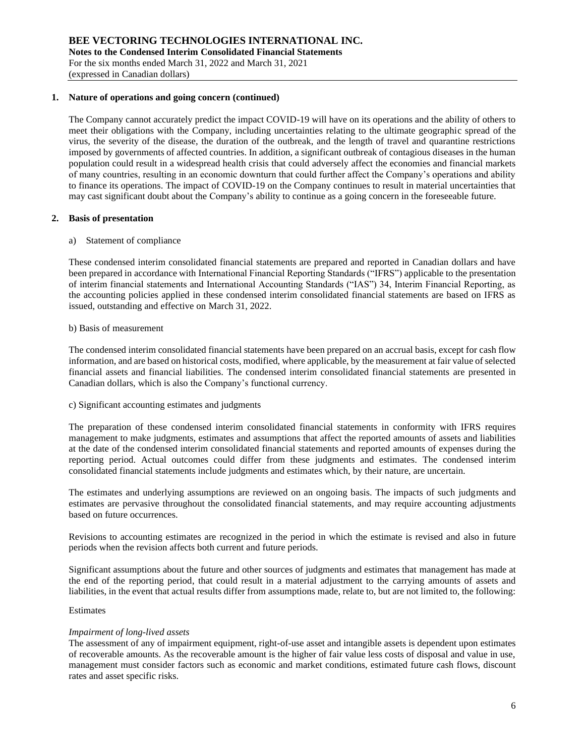## 1. Nature of operations and going concern (continued)

The Company cannot accurately predict the impact COVID-19 will have on its operations and the ability of others to meet their obligations with the Company, including uncertainties relating to the ultimate geographic spread of the virus, the severity of the disease, the duration of the outbreak, and the length of travel and quarantine restrictions imposed by governments of affected countries. In addition, a significant outbreak of contagious diseases in the human population could result in a widespread health crisis that could adversely affect the economies and financial markets of many countries, resulting in an economic downturn that could further affect the Company's operations and ability to finance its operations. The impact of COVID-19 on the Company continues to result in material uncertainties that may cast significant doubt about the Company's ability to continue as a going concern in the foreseeable future.

## 2. Basis of presentation

a) Statement of compliance

These condensed interim consolidated financial statements are prepared and reported in Canadian dollars and have been prepared in accordance with International Financial Reporting Standards ("IFRS") applicable to the presentation of interim financial statements and International Accounting Standards ("IAS") 34, Interim Financial Reporting, as the accounting policies applied in these condensed interim consolidated financial statements are based on IFRS as issued, outstanding and effective on March 31, 2022.

b) Basis of measurement

The condensed interim consolidated financial statements have been prepared on an accrual basis, except for cash flow information, and are based on historical costs, modified, where applicable, by the measurement at fair value of selected financial assets and financial liabilities. The condensed interim consolidated financial statements are presented in Canadian dollars, which is also the Company's functional currency.

c) Significant accounting estimates and judgments

The preparation of these condensed interim consolidated financial statements in conformity with IFRS requires management to make judgments, estimates and assumptions that affect the reported amounts of assets and liabilities at the date of the condensed interim consolidated financial statements and reported amounts of expenses during the reporting period. Actual outcomes could differ from these judgments and estimates. The condensed interim consolidated financial statements include judgments and estimates which, by their nature, are uncertain.

The estimates and underlying assumptions are reviewed on an ongoing basis. The impacts of such judgments and estimates are pervasive throughout the consolidated financial statements, and may require accounting adjustments based on future occurrences.

Revisions to accounting estimates are recognized in the period in which the estimate is revised and also in future periods when the revision affects both current and future periods.

Significant assumptions about the future and other sources of judgments and estimates that management has made at the end of the reporting period, that could result in a material adjustment to the carrying amounts of assets and liabilities, in the event that actual results differ from assumptions made, relate to, but are not limited to, the following:

Estimates

*Impairment of long-lived assets*
The assessment of any of impairment equipment, right-of-use asset and intangible assets is dependent upon estimates of recoverable amounts. As the recoverable amount is the higher of fair value less costs of disposal and value in use, management must consider factors such as economic and market conditions, estimated future cash flows, discount rates and asset specific risks.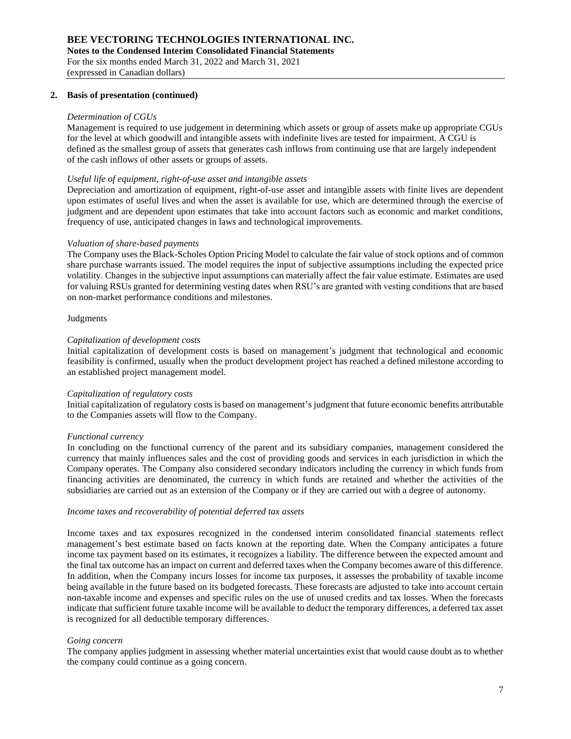## 2. Basis of presentation (continued)

*Determination of CGUs*

Management is required to use judgement in determining which assets or group of assets make up appropriate CGUs for the level at which goodwill and intangible assets with indefinite lives are tested for impairment. A CGU is defined as the smallest group of assets that generates cash inflows from continuing use that are largely independent of the cash inflows of other assets or groups of assets.

*Useful life of equipment, right-of-use asset and intangible assets*

Depreciation and amortization of equipment, right-of-use asset and intangible assets with finite lives are dependent upon estimates of useful lives and when the asset is available for use, which are determined through the exercise of judgment and are dependent upon estimates that take into account factors such as economic and market conditions, frequency of use, anticipated changes in laws and technological improvements.

*Valuation of share-based payments*

The Company uses the Black-Scholes Option Pricing Model to calculate the fair value of stock options and of common share purchase warrants issued. The model requires the input of subjective assumptions including the expected price volatility. Changes in the subjective input assumptions can materially affect the fair value estimate. Estimates are used for valuing RSUs granted for determining vesting dates when RSU's are granted with vesting conditions that are based on non-market performance conditions and milestones.

Judgments

*Capitalization of development costs*

Initial capitalization of development costs is based on management's judgment that technological and economic feasibility is confirmed, usually when the product development project has reached a defined milestone according to an established project management model.

*Capitalization of regulatory costs*

Initial capitalization of regulatory costs is based on management's judgment that future economic benefits attributable to the Companies assets will flow to the Company.

*Functional currency*

In concluding on the functional currency of the parent and its subsidiary companies, management considered the currency that mainly influences sales and the cost of providing goods and services in each jurisdiction in which the Company operates. The Company also considered secondary indicators including the currency in which funds from financing activities are denominated, the currency in which funds are retained and whether the activities of the subsidiaries are carried out as an extension of the Company or if they are carried out with a degree of autonomy.

*Income taxes and recoverability of potential deferred tax assets*

Income taxes and tax exposures recognized in the condensed interim consolidated financial statements reflect management's best estimate based on facts known at the reporting date. When the Company anticipates a future income tax payment based on its estimates, it recognizes a liability. The difference between the expected amount and the final tax outcome has an impact on current and deferred taxes when the Company becomes aware of this difference. In addition, when the Company incurs losses for income tax purposes, it assesses the probability of taxable income being available in the future based on its budgeted forecasts. These forecasts are adjusted to take into account certain non-taxable income and expenses and specific rules on the use of unused credits and tax losses. When the forecasts indicate that sufficient future taxable income will be available to deduct the temporary differences, a deferred tax asset is recognized for all deductible temporary differences.

*Going concern*

The company applies judgment in assessing whether material uncertainties exist that would cause doubt as to whether the company could continue as a going concern.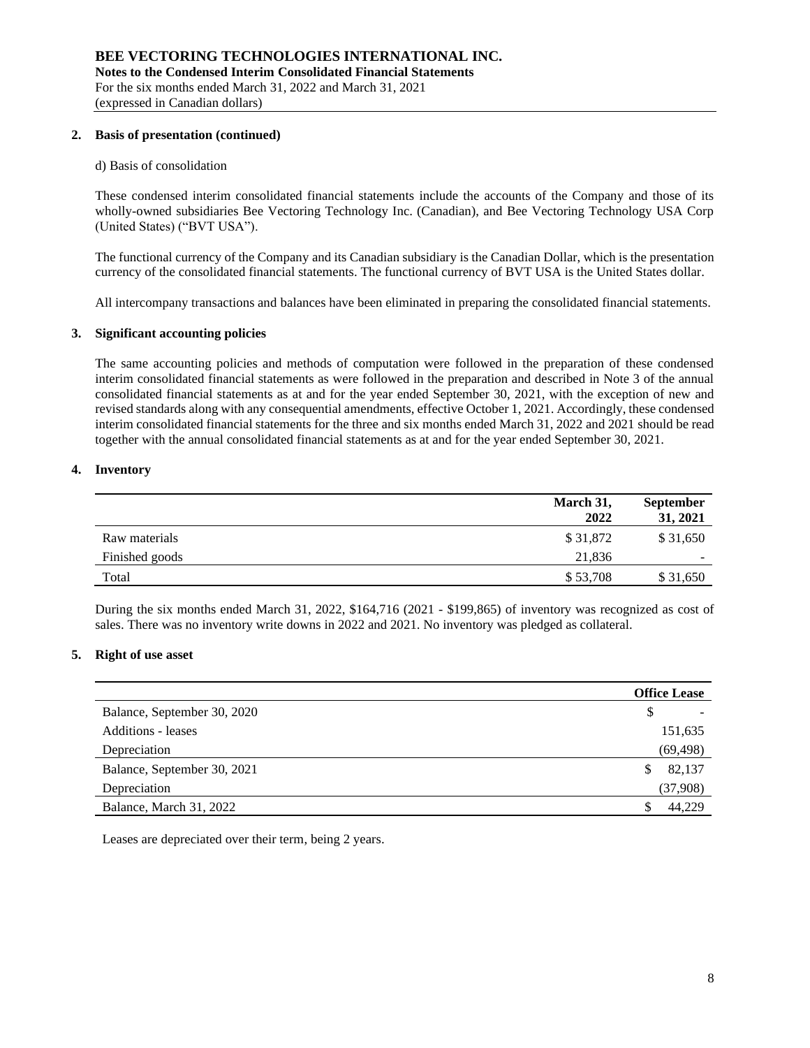**2. Basis of presentation (continued)**

d) Basis of consolidation

These condensed interim consolidated financial statements include the accounts of the Company and those of its wholly-owned subsidiaries Bee Vectoring Technology Inc. (Canadian), and Bee Vectoring Technology USA Corp (United States) ("BVT USA").

The functional currency of the Company and its Canadian subsidiary is the Canadian Dollar, which is the presentation currency of the consolidated financial statements. The functional currency of BVT USA is the United States dollar.

All intercompany transactions and balances have been eliminated in preparing the consolidated financial statements.

**3. Significant accounting policies**

The same accounting policies and methods of computation were followed in the preparation of these condensed interim consolidated financial statements as were followed in the preparation and described in Note 3 of the annual consolidated financial statements as at and for the year ended September 30, 2021, with the exception of new and revised standards along with any consequential amendments, effective October 1, 2021. Accordingly, these condensed interim consolidated financial statements for the three and six months ended March 31, 2022 and 2021 should be read together with the annual consolidated financial statements as at and for the year ended September 30, 2021.

**4. Inventory**

| | March 31, 2022 | September 31, 2021 |
|---|---|---|
| Raw materials | $ 31,872 | $ 31,650 |
| Finished goods | 21,836 | - |
| Total | $ 53,708 | $ 31,650 |

During the six months ended March 31, 2022, $164,716 (2021 - $199,865) of inventory was recognized as cost of sales. There was no inventory write downs in 2022 and 2021. No inventory was pledged as collateral.

**5. Right of use asset**

| | Office Lease |
|---|---|
| Balance, September 30, 2020 | $ - |
| Additions - leases | 151,635 |
| Depreciation | (69,498) |
| Balance, September 30, 2021 | $ 82,137 |
| Depreciation | (37,908) |
| Balance, March 31, 2022 | $ 44,229 |

Leases are depreciated over their term, being 2 years.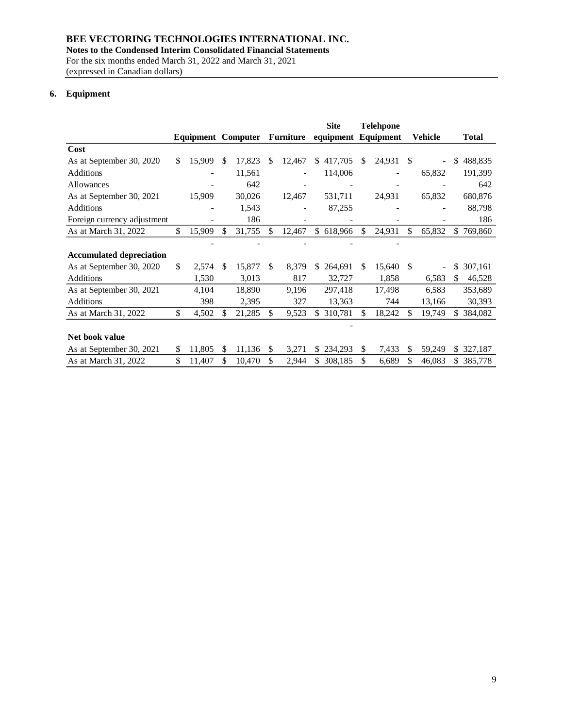**BEE VECTORING TECHNOLOGIES INTERNATIONAL INC.**
**Notes to the Condensed Interim Consolidated Financial Statements**
For the six months ended March 31, 2022 and March 31, 2021
(expressed in Canadian dollars)

## 6. Equipment

| | Equipment | Computer | Furniture | Site equipment | Telehpone Equipment | Vehicle | Total |
|---|---|---|---|---|---|---|---|
| **Cost** | | | | | | | |
| As at September 30, 2020 | $ 15,909 | $ 17,823 | $ 12,467 | $ 417,705 | $ 24,931 | $ - | $ 488,835 |
| Additions | - | 11,561 | - | 114,006 | - | 65,832 | 191,399 |
| Allowances | - | 642 | - | - | - | - | 642 |
| As at September 30, 2021 | 15,909 | 30,026 | 12,467 | 531,711 | 24,931 | 65,832 | 680,876 |
| Additions | - | 1,543 | - | 87,255 | - | - | 88,798 |
| Foreign currency adjustment | - | 186 | - | - | - | - | 186 |
| As at March 31, 2022 | $ 15,909 | $ 31,755 | $ 12,467 | $ 618,966 | $ 24,931 | $ 65,832 | $ 769,860 |
| | - | - | - | - | - | | |
| **Accumulated depreciation** | | | | | | | |
| As at September 30, 2020 | $ 2,574 | $ 15,877 | $ 8,379 | $ 264,691 | $ 15,640 | $ - | $ 307,161 |
| Additions | 1,530 | 3,013 | 817 | 32,727 | 1,858 | 6,583 | $ 46,528 |
| As at September 30, 2021 | 4,104 | 18,890 | 9,196 | 297,418 | 17,498 | 6,583 | 353,689 |
| Additions | 398 | 2,395 | 327 | 13,363 | 744 | 13,166 | 30,393 |
| As at March 31, 2022 | $ 4,502 | $ 21,285 | $ 9,523 | $ 310,781 | $ 18,242 | $ 19,749 | $ 384,082 |
| | | | | - | | | |
| **Net book value** | | | | | | | |
| As at September 30, 2021 | $ 11,805 | $ 11,136 | $ 3,271 | $ 234,293 | $ 7,433 | $ 59,249 | $ 327,187 |
| As at March 31, 2022 | $ 11,407 | $ 10,470 | $ 2,944 | $ 308,185 | $ 6,689 | $ 46,083 | $ 385,778 |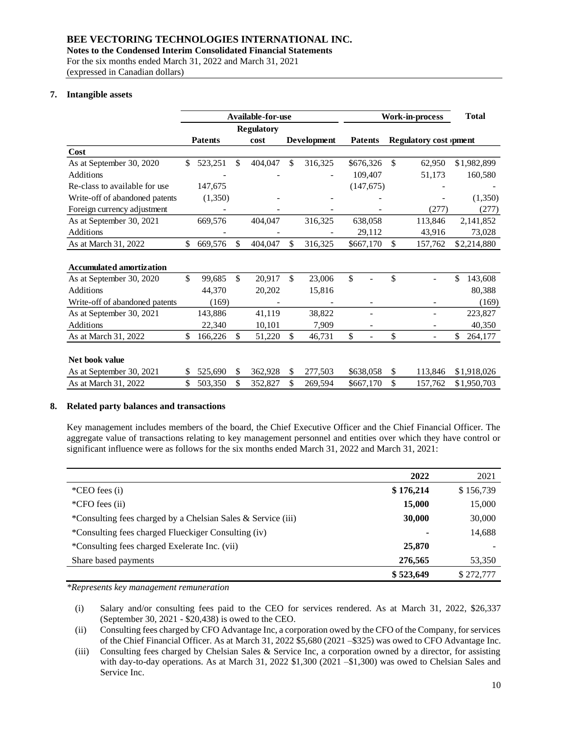## 7. Intangible assets

| | Available-for-use | | | Work-in-process | | Total |
|---|---|---|---|---|---|---|
| | Patents | Regulatory cost | Development | Patents | Regulatory cost opment | |
| **Cost** | | | | | | |
| As at September 30, 2020 | $ 523,251 | $ 404,047 | $ 316,325 | $676,326 | $ 62,950 | $1,982,899 |
| Additions | - | - | - | 109,407 | 51,173 | 160,580 |
| Re-class to available for use | 147,675 | | | (147,675) | - | - |
| Write-off of abandoned patents | (1,350) | - | - | - | - | (1,350) |
| Foreign currency adjustment | - | - | - | - | (277) | (277) |
| As at September 30, 2021 | 669,576 | 404,047 | 316,325 | 638,058 | 113,846 | 2,141,852 |
| Additions | - | - | - | 29,112 | 43,916 | 73,028 |
| As at March 31, 2022 | $ 669,576 | $ 404,047 | $ 316,325 | $667,170 | $ 157,762 | $2,214,880 |
| **Accumulated amortization** | | | | | | |
| As at September 30, 2020 | $ 99,685 | $ 20,917 | $ 23,006 | $ - | $ - | $ 143,608 |
| Additions | 44,370 | 20,202 | 15,816 | | | 80,388 |
| Write-off of abandoned patents | (169) | - | - | - | - | (169) |
| As at September 30, 2021 | 143,886 | 41,119 | 38,822 | - | - | 223,827 |
| Additions | 22,340 | 10,101 | 7,909 | - | - | 40,350 |
| As at March 31, 2022 | $ 166,226 | $ 51,220 | $ 46,731 | $ - | $ - | $ 264,177 |
| **Net book value** | | | | | | |
| As at September 30, 2021 | $ 525,690 | $ 362,928 | $ 277,503 | $638,058 | $ 113,846 | $1,918,026 |
| As at March 31, 2022 | $ 503,350 | $ 352,827 | $ 269,594 | $667,170 | $ 157,762 | $1,950,703 |

## 8. Related party balances and transactions

Key management includes members of the board, the Chief Executive Officer and the Chief Financial Officer. The aggregate value of transactions relating to key management personnel and entities over which they have control or significant influence were as follows for the six months ended March 31, 2022 and March 31, 2021:

| | 2022 | 2021 |
|---|---|---|
| *CEO fees (i) | **$ 176,214** | $ 156,739 |
| *CFO fees (ii) | **15,000** | 15,000 |
| *Consulting fees charged by a Chelsian Sales & Service (iii) | **30,000** | 30,000 |
| *Consulting fees charged Flueckiger Consulting (iv) | **-** | 14,688 |
| *Consulting fees charged Exelerate Inc. (vii) | **25,870** | - |
| Share based payments | **276,565** | 53,350 |
| | **$ 523,649** | $ 272,777 |

*\*Represents key management remuneration*

(i) Salary and/or consulting fees paid to the CEO for services rendered. As at March 31, 2022, $26,337 (September 30, 2021 - $20,438) is owed to the CEO.

(ii) Consulting fees charged by CFO Advantage Inc, a corporation owed by the CFO of the Company, for services of the Chief Financial Officer. As at March 31, 2022 $5,680 (2021 –$325) was owed to CFO Advantage Inc.

(iii) Consulting fees charged by Chelsian Sales & Service Inc, a corporation owned by a director, for assisting with day-to-day operations. As at March 31, 2022 $1,300 (2021 –$1,300) was owed to Chelsian Sales and Service Inc.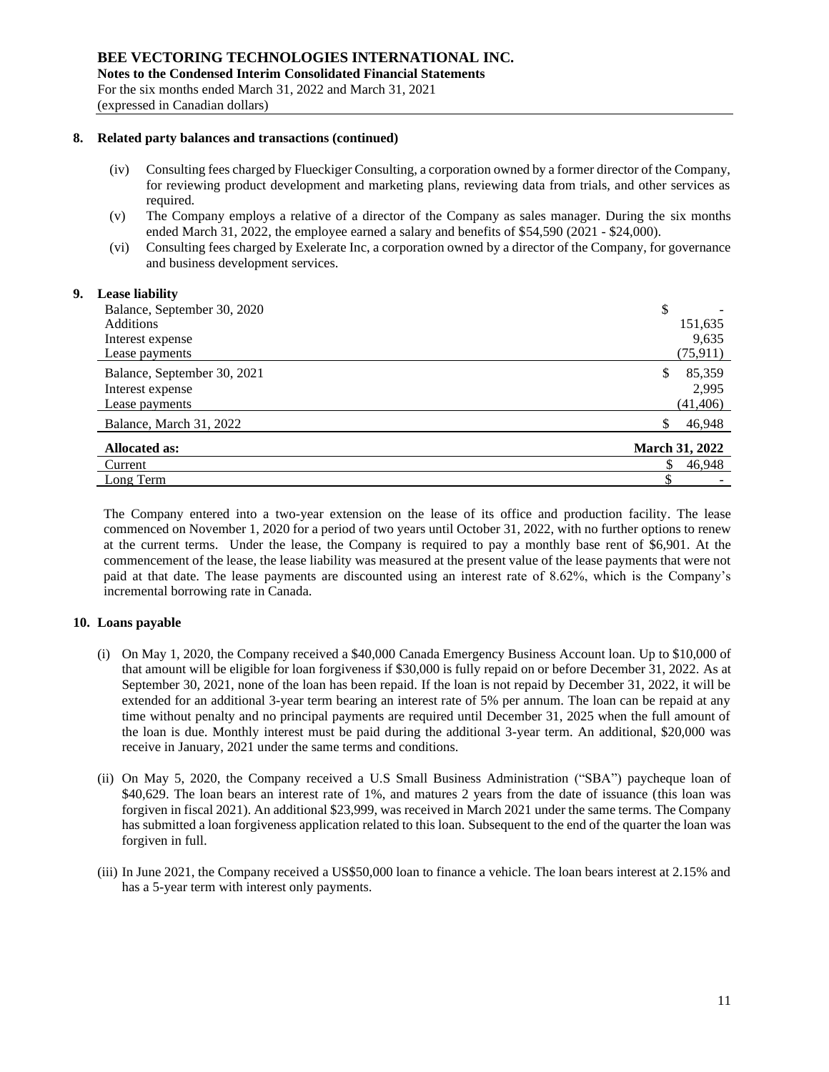## 8. Related party balances and transactions (continued)

(iv) Consulting fees charged by Flueckiger Consulting, a corporation owned by a former director of the Company, for reviewing product development and marketing plans, reviewing data from trials, and other services as required.

(v) The Company employs a relative of a director of the Company as sales manager. During the six months ended March 31, 2022, the employee earned a salary and benefits of $54,590 (2021 - $24,000).

(vi) Consulting fees charged by Exelerate Inc, a corporation owned by a director of the Company, for governance and business development services.

## 9. Lease liability

| | |
|---|---|
| Balance, September 30, 2020 | $ - |
| Additions | 151,635 |
| Interest expense | 9,635 |
| Lease payments | (75,911) |
| Balance, September 30, 2021 | $ 85,359 |
| Interest expense | 2,995 |
| Lease payments | (41,406) |
| Balance, March 31, 2022 | $ 46,948 |

| **Allocated as:** | **March 31, 2022** |
|---|---|
| Current | $ 46,948 |
| Long Term | $ - |

The Company entered into a two-year extension on the lease of its office and production facility. The lease commenced on November 1, 2020 for a period of two years until October 31, 2022, with no further options to renew at the current terms. Under the lease, the Company is required to pay a monthly base rent of $6,901. At the commencement of the lease, the lease liability was measured at the present value of the lease payments that were not paid at that date. The lease payments are discounted using an interest rate of 8.62%, which is the Company's incremental borrowing rate in Canada.

## 10. Loans payable

(i) On May 1, 2020, the Company received a $40,000 Canada Emergency Business Account loan. Up to $10,000 of that amount will be eligible for loan forgiveness if $30,000 is fully repaid on or before December 31, 2022. As at September 30, 2021, none of the loan has been repaid. If the loan is not repaid by December 31, 2022, it will be extended for an additional 3-year term bearing an interest rate of 5% per annum. The loan can be repaid at any time without penalty and no principal payments are required until December 31, 2025 when the full amount of the loan is due. Monthly interest must be paid during the additional 3-year term. An additional, $20,000 was receive in January, 2021 under the same terms and conditions.

(ii) On May 5, 2020, the Company received a U.S Small Business Administration ("SBA") paycheque loan of $40,629. The loan bears an interest rate of 1%, and matures 2 years from the date of issuance (this loan was forgiven in fiscal 2021). An additional $23,999, was received in March 2021 under the same terms. The Company has submitted a loan forgiveness application related to this loan. Subsequent to the end of the quarter the loan was forgiven in full.

(iii) In June 2021, the Company received a US$50,000 loan to finance a vehicle. The loan bears interest at 2.15% and has a 5-year term with interest only payments.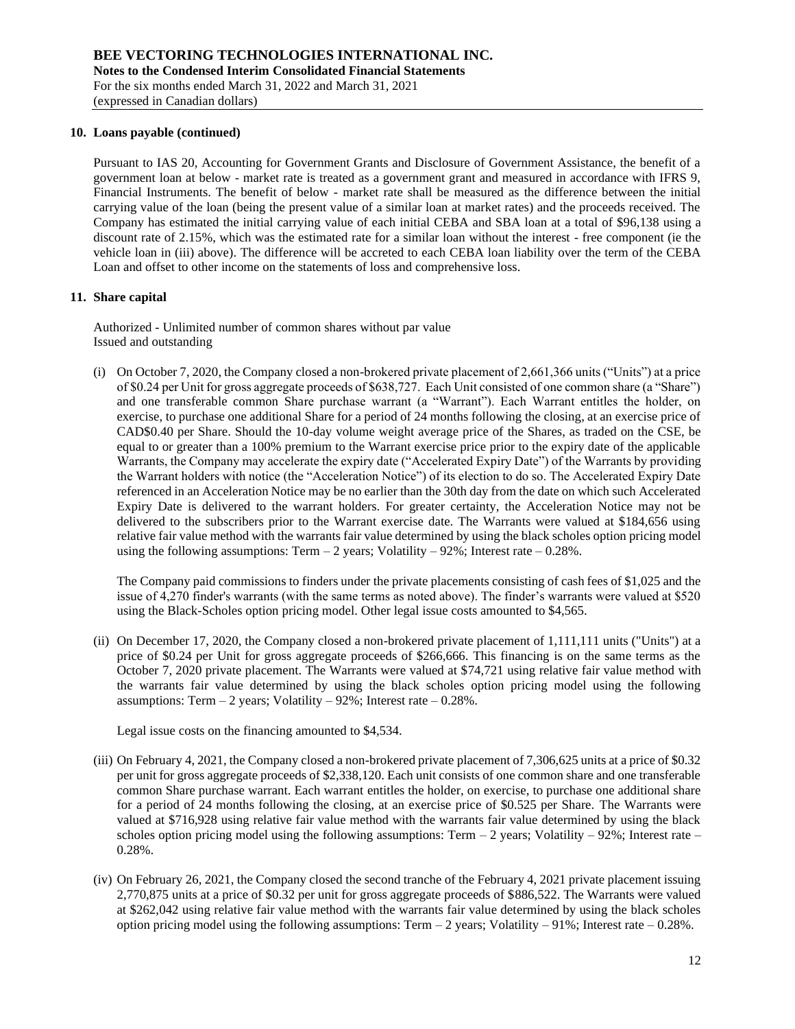**10. Loans payable (continued)**

Pursuant to IAS 20, Accounting for Government Grants and Disclosure of Government Assistance, the benefit of a government loan at below - market rate is treated as a government grant and measured in accordance with IFRS 9, Financial Instruments. The benefit of below - market rate shall be measured as the difference between the initial carrying value of the loan (being the present value of a similar loan at market rates) and the proceeds received. The Company has estimated the initial carrying value of each initial CEBA and SBA loan at a total of $96,138 using a discount rate of 2.15%, which was the estimated rate for a similar loan without the interest - free component (ie the vehicle loan in (iii) above). The difference will be accreted to each CEBA loan liability over the term of the CEBA Loan and offset to other income on the statements of loss and comprehensive loss.

**11. Share capital**

Authorized - Unlimited number of common shares without par value
Issued and outstanding

(i) On October 7, 2020, the Company closed a non-brokered private placement of 2,661,366 units ("Units") at a price of $0.24 per Unit for gross aggregate proceeds of $638,727. Each Unit consisted of one common share (a "Share") and one transferable common Share purchase warrant (a "Warrant"). Each Warrant entitles the holder, on exercise, to purchase one additional Share for a period of 24 months following the closing, at an exercise price of CAD$0.40 per Share. Should the 10-day volume weight average price of the Shares, as traded on the CSE, be equal to or greater than a 100% premium to the Warrant exercise price prior to the expiry date of the applicable Warrants, the Company may accelerate the expiry date ("Accelerated Expiry Date") of the Warrants by providing the Warrant holders with notice (the "Acceleration Notice") of its election to do so. The Accelerated Expiry Date referenced in an Acceleration Notice may be no earlier than the 30th day from the date on which such Accelerated Expiry Date is delivered to the warrant holders. For greater certainty, the Acceleration Notice may not be delivered to the subscribers prior to the Warrant exercise date. The Warrants were valued at $184,656 using relative fair value method with the warrants fair value determined by using the black scholes option pricing model using the following assumptions: Term – 2 years; Volatility – 92%; Interest rate – 0.28%.

The Company paid commissions to finders under the private placements consisting of cash fees of $1,025 and the issue of 4,270 finder's warrants (with the same terms as noted above). The finder's warrants were valued at $520 using the Black-Scholes option pricing model. Other legal issue costs amounted to $4,565.

(ii) On December 17, 2020, the Company closed a non-brokered private placement of 1,111,111 units ("Units") at a price of $0.24 per Unit for gross aggregate proceeds of $266,666. This financing is on the same terms as the October 7, 2020 private placement. The Warrants were valued at $74,721 using relative fair value method with the warrants fair value determined by using the black scholes option pricing model using the following assumptions: Term – 2 years; Volatility – 92%; Interest rate – 0.28%.

Legal issue costs on the financing amounted to $4,534.

(iii) On February 4, 2021, the Company closed a non-brokered private placement of 7,306,625 units at a price of $0.32 per unit for gross aggregate proceeds of $2,338,120. Each unit consists of one common share and one transferable common Share purchase warrant. Each warrant entitles the holder, on exercise, to purchase one additional share for a period of 24 months following the closing, at an exercise price of $0.525 per Share. The Warrants were valued at $716,928 using relative fair value method with the warrants fair value determined by using the black scholes option pricing model using the following assumptions: Term – 2 years; Volatility – 92%; Interest rate – 0.28%.

(iv) On February 26, 2021, the Company closed the second tranche of the February 4, 2021 private placement issuing 2,770,875 units at a price of $0.32 per unit for gross aggregate proceeds of $886,522. The Warrants were valued at $262,042 using relative fair value method with the warrants fair value determined by using the black scholes option pricing model using the following assumptions: Term – 2 years; Volatility – 91%; Interest rate – 0.28%.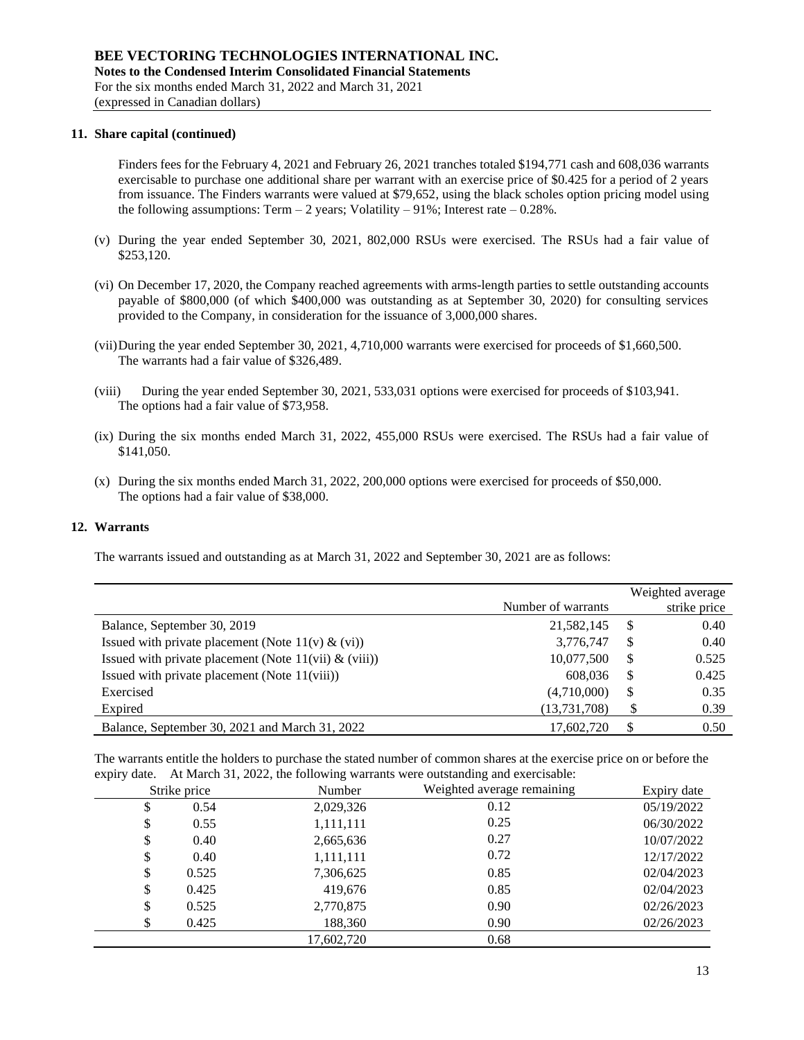## 11. Share capital (continued)

Finders fees for the February 4, 2021 and February 26, 2021 tranches totaled $194,771 cash and 608,036 warrants exercisable to purchase one additional share per warrant with an exercise price of $0.425 for a period of 2 years from issuance. The Finders warrants were valued at $79,652, using the black scholes option pricing model using the following assumptions: Term – 2 years; Volatility – 91%; Interest rate – 0.28%.

(v) During the year ended September 30, 2021, 802,000 RSUs were exercised. The RSUs had a fair value of $253,120.

(vi) On December 17, 2020, the Company reached agreements with arms-length parties to settle outstanding accounts payable of $800,000 (of which $400,000 was outstanding as at September 30, 2020) for consulting services provided to the Company, in consideration for the issuance of 3,000,000 shares.

(vii) During the year ended September 30, 2021, 4,710,000 warrants were exercised for proceeds of $1,660,500. The warrants had a fair value of $326,489.

(viii) During the year ended September 30, 2021, 533,031 options were exercised for proceeds of $103,941. The options had a fair value of $73,958.

(ix) During the six months ended March 31, 2022, 455,000 RSUs were exercised. The RSUs had a fair value of $141,050.

(x) During the six months ended March 31, 2022, 200,000 options were exercised for proceeds of $50,000. The options had a fair value of $38,000.

## 12. Warrants

The warrants issued and outstanding as at March 31, 2022 and September 30, 2021 are as follows:

| | Number of warrants | Weighted average strike price |
|---|---|---|
| Balance, September 30, 2019 | 21,582,145 | $ 0.40 |
| Issued with private placement (Note 11(v) & (vi)) | 3,776,747 | $ 0.40 |
| Issued with private placement (Note 11(vii) & (viii)) | 10,077,500 | $ 0.525 |
| Issued with private placement (Note 11(viii)) | 608,036 | $ 0.425 |
| Exercised | (4,710,000) | $ 0.35 |
| Expired | (13,731,708) | $ 0.39 |
| Balance, September 30, 2021 and March 31, 2022 | 17,602,720 | $ 0.50 |

The warrants entitle the holders to purchase the stated number of common shares at the exercise price on or before the expiry date. At March 31, 2022, the following warrants were outstanding and exercisable:

| Strike price | Number | Weighted average remaining | Expiry date |
|---|---|---|---|
| $ 0.54 | 2,029,326 | 0.12 | 05/19/2022 |
| $ 0.55 | 1,111,111 | 0.25 | 06/30/2022 |
| $ 0.40 | 2,665,636 | 0.27 | 10/07/2022 |
| $ 0.40 | 1,111,111 | 0.72 | 12/17/2022 |
| $ 0.525 | 7,306,625 | 0.85 | 02/04/2023 |
| $ 0.425 | 419,676 | 0.85 | 02/04/2023 |
| $ 0.525 | 2,770,875 | 0.90 | 02/26/2023 |
| $ 0.425 | 188,360 | 0.90 | 02/26/2023 |
| | 17,602,720 | 0.68 | |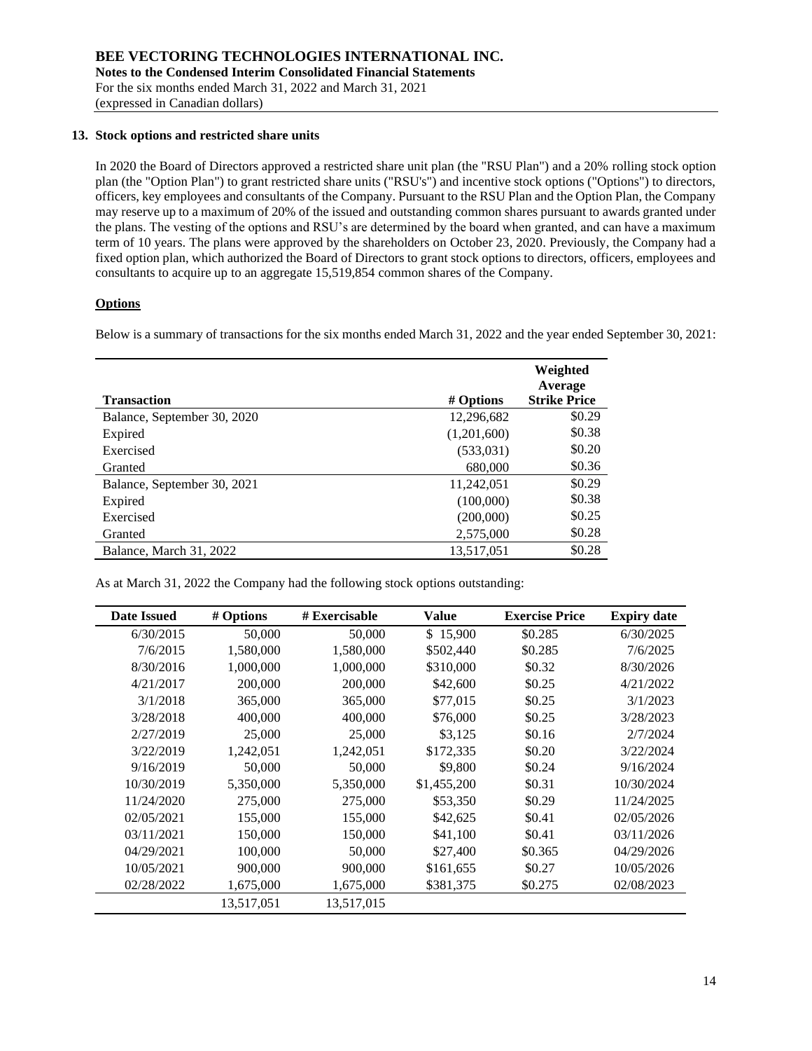**BEE VECTORING TECHNOLOGIES INTERNATIONAL INC.**
**Notes to the Condensed Interim Consolidated Financial Statements**
For the six months ended March 31, 2022 and March 31, 2021
(expressed in Canadian dollars)

## 13. Stock options and restricted share units

In 2020 the Board of Directors approved a restricted share unit plan (the "RSU Plan") and a 20% rolling stock option plan (the "Option Plan") to grant restricted share units ("RSU's") and incentive stock options ("Options") to directors, officers, key employees and consultants of the Company. Pursuant to the RSU Plan and the Option Plan, the Company may reserve up to a maximum of 20% of the issued and outstanding common shares pursuant to awards granted under the plans. The vesting of the options and RSU's are determined by the board when granted, and can have a maximum term of 10 years. The plans were approved by the shareholders on October 23, 2020. Previously, the Company had a fixed option plan, which authorized the Board of Directors to grant stock options to directors, officers, employees and consultants to acquire up to an aggregate 15,519,854 common shares of the Company.

### Options

Below is a summary of transactions for the six months ended March 31, 2022 and the year ended September 30, 2021:

| Transaction | # Options | Weighted Average Strike Price |
|---|---|---|
| Balance, September 30, 2020 | 12,296,682 | $0.29 |
| Expired | (1,201,600) | $0.38 |
| Exercised | (533,031) | $0.20 |
| Granted | 680,000 | $0.36 |
| Balance, September 30, 2021 | 11,242,051 | $0.29 |
| Expired | (100,000) | $0.38 |
| Exercised | (200,000) | $0.25 |
| Granted | 2,575,000 | $0.28 |
| Balance, March 31, 2022 | 13,517,051 | $0.28 |

As at March 31, 2022 the Company had the following stock options outstanding:

| Date Issued | # Options | # Exercisable | Value | Exercise Price | Expiry date |
|---|---|---|---|---|---|
| 6/30/2015 | 50,000 | 50,000 | $ 15,900 | $0.285 | 6/30/2025 |
| 7/6/2015 | 1,580,000 | 1,580,000 | $502,440 | $0.285 | 7/6/2025 |
| 8/30/2016 | 1,000,000 | 1,000,000 | $310,000 | $0.32 | 8/30/2026 |
| 4/21/2017 | 200,000 | 200,000 | $42,600 | $0.25 | 4/21/2022 |
| 3/1/2018 | 365,000 | 365,000 | $77,015 | $0.25 | 3/1/2023 |
| 3/28/2018 | 400,000 | 400,000 | $76,000 | $0.25 | 3/28/2023 |
| 2/27/2019 | 25,000 | 25,000 | $3,125 | $0.16 | 2/7/2024 |
| 3/22/2019 | 1,242,051 | 1,242,051 | $172,335 | $0.20 | 3/22/2024 |
| 9/16/2019 | 50,000 | 50,000 | $9,800 | $0.24 | 9/16/2024 |
| 10/30/2019 | 5,350,000 | 5,350,000 | $1,455,200 | $0.31 | 10/30/2024 |
| 11/24/2020 | 275,000 | 275,000 | $53,350 | $0.29 | 11/24/2025 |
| 02/05/2021 | 155,000 | 155,000 | $42,625 | $0.41 | 02/05/2026 |
| 03/11/2021 | 150,000 | 150,000 | $41,100 | $0.41 | 03/11/2026 |
| 04/29/2021 | 100,000 | 50,000 | $27,400 | $0.365 | 04/29/2026 |
| 10/05/2021 | 900,000 | 900,000 | $161,655 | $0.27 | 10/05/2026 |
| 02/28/2022 | 1,675,000 | 1,675,000 | $381,375 | $0.275 | 02/08/2023 |
| | 13,517,051 | 13,517,015 | | | |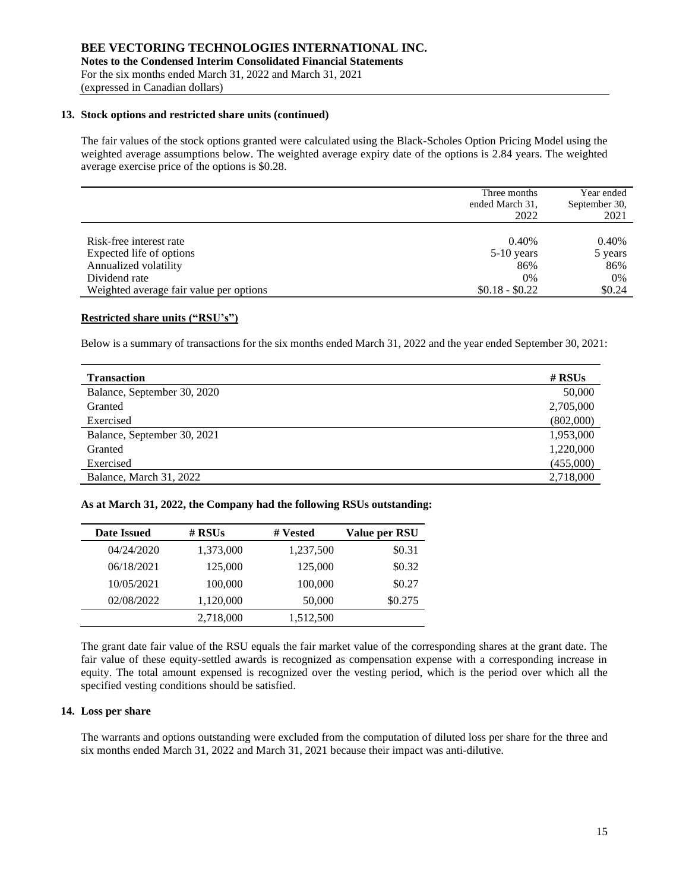## 13. Stock options and restricted share units (continued)

The fair values of the stock options granted were calculated using the Black-Scholes Option Pricing Model using the weighted average assumptions below. The weighted average expiry date of the options is 2.84 years. The weighted average exercise price of the options is $0.28.

| | Three months ended March 31, 2022 | Year ended September 30, 2021 |
|---|---|---|
| Risk-free interest rate | 0.40% | 0.40% |
| Expected life of options | 5-10 years | 5 years |
| Annualized volatility | 86% | 86% |
| Dividend rate | 0% | 0% |
| Weighted average fair value per options | $0.18 - $0.22 | $0.24 |

**Restricted share units ("RSU's")**

Below is a summary of transactions for the six months ended March 31, 2022 and the year ended September 30, 2021:

| Transaction | # RSUs |
|---|---|
| Balance, September 30, 2020 | 50,000 |
| Granted | 2,705,000 |
| Exercised | (802,000) |
| Balance, September 30, 2021 | 1,953,000 |
| Granted | 1,220,000 |
| Exercised | (455,000) |
| Balance, March 31, 2022 | 2,718,000 |

**As at March 31, 2022, the Company had the following RSUs outstanding:**

| Date Issued | # RSUs | # Vested | Value per RSU |
|---|---|---|---|
| 04/24/2020 | 1,373,000 | 1,237,500 | $0.31 |
| 06/18/2021 | 125,000 | 125,000 | $0.32 |
| 10/05/2021 | 100,000 | 100,000 | $0.27 |
| 02/08/2022 | 1,120,000 | 50,000 | $0.275 |
| | 2,718,000 | 1,512,500 | |

The grant date fair value of the RSU equals the fair market value of the corresponding shares at the grant date. The fair value of these equity-settled awards is recognized as compensation expense with a corresponding increase in equity. The total amount expensed is recognized over the vesting period, which is the period over which all the specified vesting conditions should be satisfied.

## 14. Loss per share

The warrants and options outstanding were excluded from the computation of diluted loss per share for the three and six months ended March 31, 2022 and March 31, 2021 because their impact was anti-dilutive.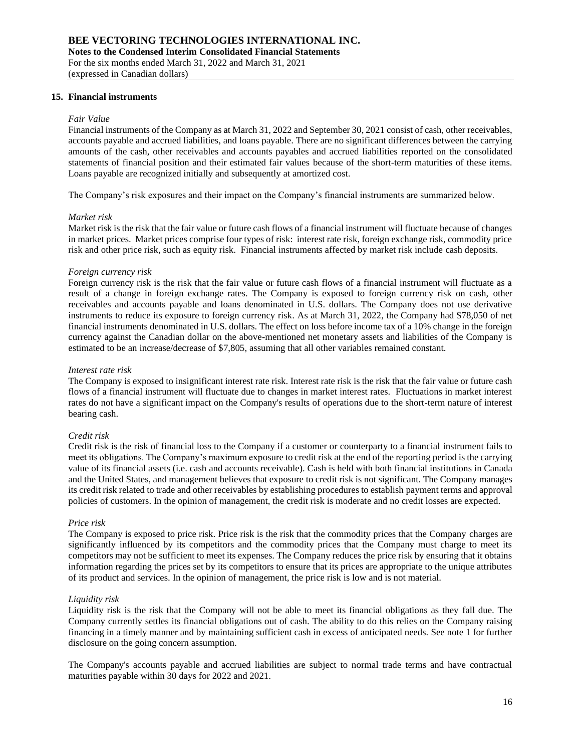## 15. Financial instruments

*Fair Value*

Financial instruments of the Company as at March 31, 2022 and September 30, 2021 consist of cash, other receivables, accounts payable and accrued liabilities, and loans payable. There are no significant differences between the carrying amounts of the cash, other receivables and accounts payables and accrued liabilities reported on the consolidated statements of financial position and their estimated fair values because of the short-term maturities of these items. Loans payable are recognized initially and subsequently at amortized cost.

The Company's risk exposures and their impact on the Company's financial instruments are summarized below.

*Market risk*

Market risk is the risk that the fair value or future cash flows of a financial instrument will fluctuate because of changes in market prices. Market prices comprise four types of risk: interest rate risk, foreign exchange risk, commodity price risk and other price risk, such as equity risk. Financial instruments affected by market risk include cash deposits.

*Foreign currency risk*

Foreign currency risk is the risk that the fair value or future cash flows of a financial instrument will fluctuate as a result of a change in foreign exchange rates. The Company is exposed to foreign currency risk on cash, other receivables and accounts payable and loans denominated in U.S. dollars. The Company does not use derivative instruments to reduce its exposure to foreign currency risk. As at March 31, 2022, the Company had $78,050 of net financial instruments denominated in U.S. dollars. The effect on loss before income tax of a 10% change in the foreign currency against the Canadian dollar on the above-mentioned net monetary assets and liabilities of the Company is estimated to be an increase/decrease of $7,805, assuming that all other variables remained constant.

*Interest rate risk*

The Company is exposed to insignificant interest rate risk. Interest rate risk is the risk that the fair value or future cash flows of a financial instrument will fluctuate due to changes in market interest rates. Fluctuations in market interest rates do not have a significant impact on the Company's results of operations due to the short-term nature of interest bearing cash.

*Credit risk*

Credit risk is the risk of financial loss to the Company if a customer or counterparty to a financial instrument fails to meet its obligations. The Company's maximum exposure to credit risk at the end of the reporting period is the carrying value of its financial assets (i.e. cash and accounts receivable). Cash is held with both financial institutions in Canada and the United States, and management believes that exposure to credit risk is not significant. The Company manages its credit risk related to trade and other receivables by establishing procedures to establish payment terms and approval policies of customers. In the opinion of management, the credit risk is moderate and no credit losses are expected.

*Price risk*

The Company is exposed to price risk. Price risk is the risk that the commodity prices that the Company charges are significantly influenced by its competitors and the commodity prices that the Company must charge to meet its competitors may not be sufficient to meet its expenses. The Company reduces the price risk by ensuring that it obtains information regarding the prices set by its competitors to ensure that its prices are appropriate to the unique attributes of its product and services. In the opinion of management, the price risk is low and is not material.

*Liquidity risk*

Liquidity risk is the risk that the Company will not be able to meet its financial obligations as they fall due. The Company currently settles its financial obligations out of cash. The ability to do this relies on the Company raising financing in a timely manner and by maintaining sufficient cash in excess of anticipated needs. See note 1 for further disclosure on the going concern assumption.

The Company's accounts payable and accrued liabilities are subject to normal trade terms and have contractual maturities payable within 30 days for 2022 and 2021.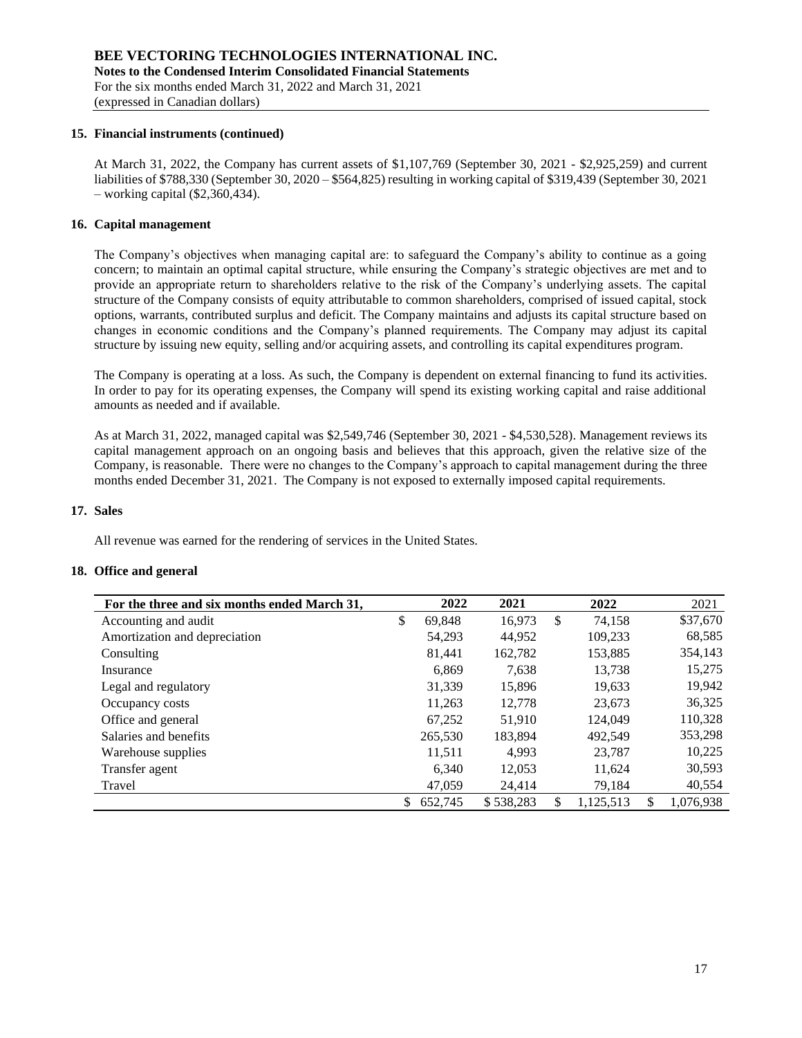**BEE VECTORING TECHNOLOGIES INTERNATIONAL INC.**
**Notes to the Condensed Interim Consolidated Financial Statements**
For the six months ended March 31, 2022 and March 31, 2021
(expressed in Canadian dollars)

### 15. Financial instruments (continued)

At March 31, 2022, the Company has current assets of $1,107,769 (September 30, 2021 - $2,925,259) and current liabilities of $788,330 (September 30, 2020 – $564,825) resulting in working capital of $319,439 (September 30, 2021 – working capital ($2,360,434).

### 16. Capital management

The Company's objectives when managing capital are: to safeguard the Company's ability to continue as a going concern; to maintain an optimal capital structure, while ensuring the Company's strategic objectives are met and to provide an appropriate return to shareholders relative to the risk of the Company's underlying assets. The capital structure of the Company consists of equity attributable to common shareholders, comprised of issued capital, stock options, warrants, contributed surplus and deficit. The Company maintains and adjusts its capital structure based on changes in economic conditions and the Company's planned requirements. The Company may adjust its capital structure by issuing new equity, selling and/or acquiring assets, and controlling its capital expenditures program.

The Company is operating at a loss. As such, the Company is dependent on external financing to fund its activities. In order to pay for its operating expenses, the Company will spend its existing working capital and raise additional amounts as needed and if available.

As at March 31, 2022, managed capital was $2,549,746 (September 30, 2021 - $4,530,528). Management reviews its capital management approach on an ongoing basis and believes that this approach, given the relative size of the Company, is reasonable. There were no changes to the Company's approach to capital management during the three months ended December 31, 2021. The Company is not exposed to externally imposed capital requirements.

### 17. Sales

All revenue was earned for the rendering of services in the United States.

### 18. Office and general

| For the three and six months ended March 31, | 2022 | 2021 | 2022 | 2021 |
|---|---|---|---|---|
| Accounting and audit | $ 69,848 | 16,973 | $ 74,158 | $37,670 |
| Amortization and depreciation | 54,293 | 44,952 | 109,233 | 68,585 |
| Consulting | 81,441 | 162,782 | 153,885 | 354,143 |
| Insurance | 6,869 | 7,638 | 13,738 | 15,275 |
| Legal and regulatory | 31,339 | 15,896 | 19,633 | 19,942 |
| Occupancy costs | 11,263 | 12,778 | 23,673 | 36,325 |
| Office and general | 67,252 | 51,910 | 124,049 | 110,328 |
| Salaries and benefits | 265,530 | 183,894 | 492,549 | 353,298 |
| Warehouse supplies | 11,511 | 4,993 | 23,787 | 10,225 |
| Transfer agent | 6,340 | 12,053 | 11,624 | 30,593 |
| Travel | 47,059 | 24,414 | 79,184 | 40,554 |
| | $ 652,745 | $ 538,283 | $ 1,125,513 | $ 1,076,938 |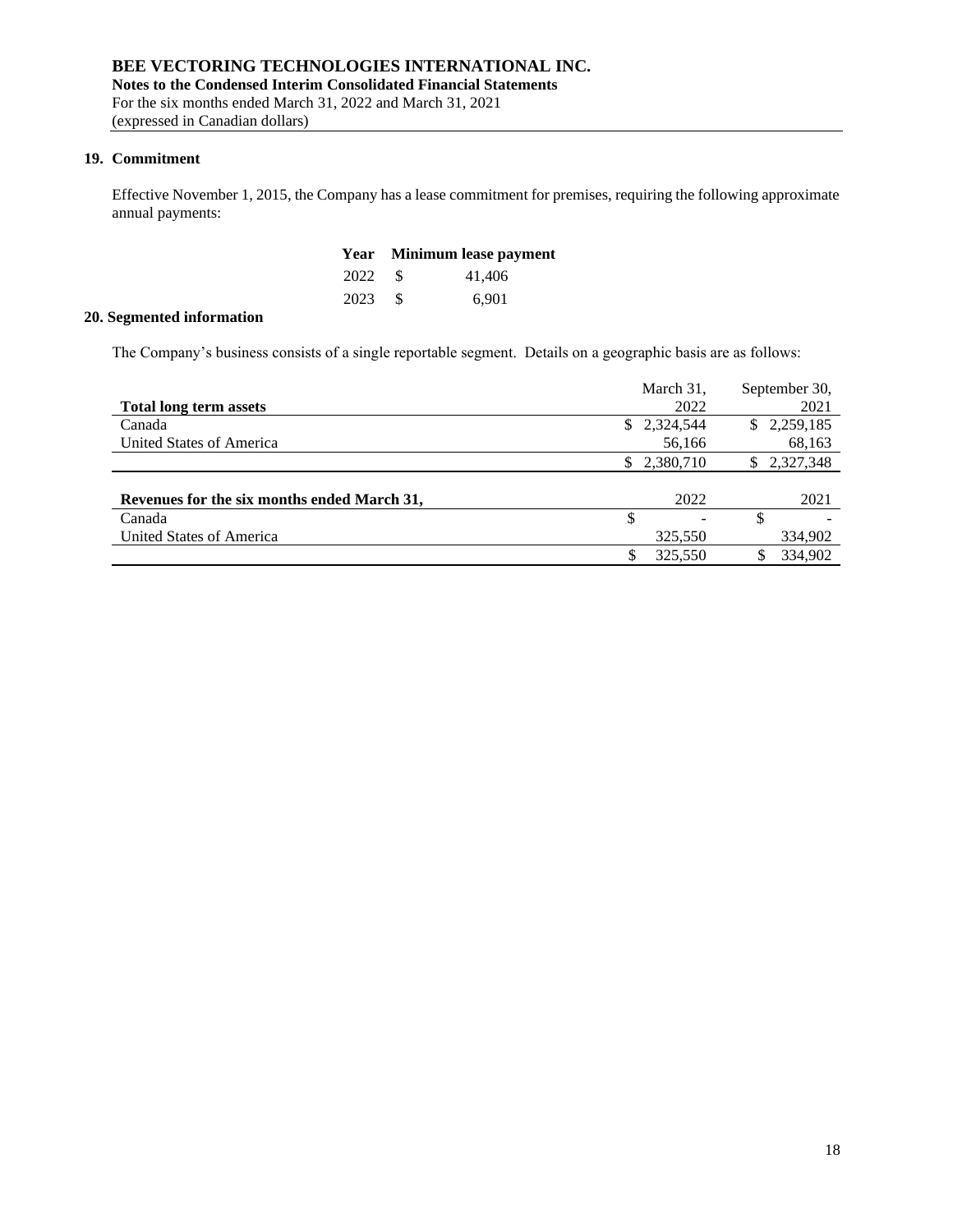## 19. Commitment

Effective November 1, 2015, the Company has a lease commitment for premises, requiring the following approximate annual payments:

| Year | Minimum lease payment |
|---|---|
| 2022 | $ 41,406 |
| 2023 | $ 6,901 |

## 20. Segmented information

The Company's business consists of a single reportable segment. Details on a geographic basis are as follows:

| Total long term assets | March 31, 2022 | September 30, 2021 |
|---|---|---|
| Canada | $ 2,324,544 | $ 2,259,185 |
| United States of America | 56,166 | 68,163 |
| | $ 2,380,710 | $ 2,327,348 |

| Revenues for the six months ended March 31, | 2022 | 2021 |
|---|---|---|
| Canada | $ - | $ - |
| United States of America | 325,550 | 334,902 |
| | $ 325,550 | $ 334,902 |